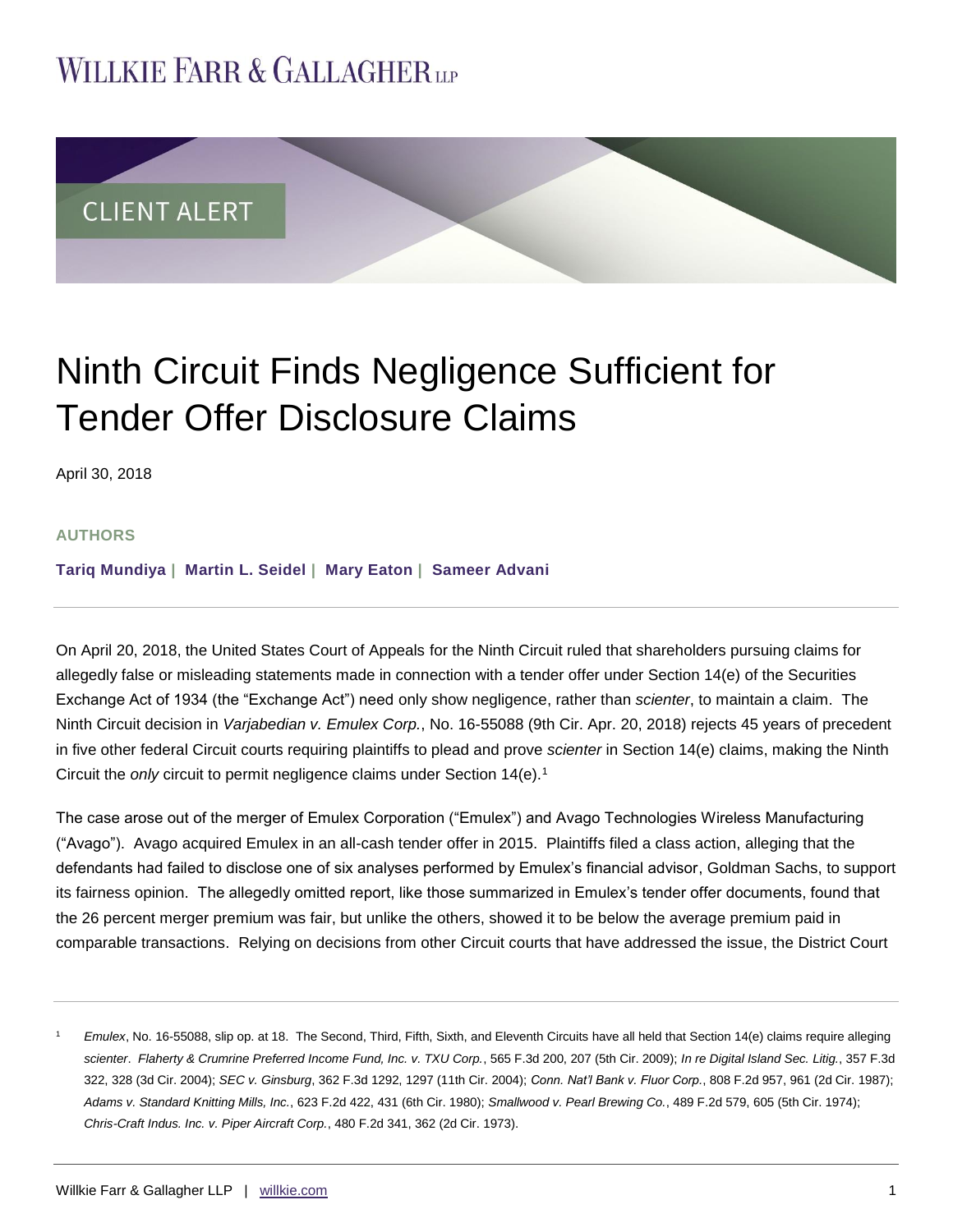# WILLKIE FARR & GALLAGHER LLP

CLIENT ALERT

# Ninth Circuit Finds Negligence Sufficient for Tender Offer Disclosure Claims

April 30, 2018

**AUTHORS**

**Tariq Mundiya | Martin L. Seidel | Mary Eaton | Sameer Advani**

On April 20, 2018, the United States Court of Appeals for the Ninth Circuit ruled that shareholders pursuing claims for allegedly false or misleading statements made in connection with a tender offer under Section 14(e) of the Securities Exchange Act of 1934 (the "Exchange Act") need only show negligence, rather than *scienter*, to maintain a claim. The Ninth Circuit decision in *Varjabedian v. Emulex Corp.*, No. 16-55088 (9th Cir. Apr. 20, 2018) rejects 45 years of precedent in five other federal Circuit courts requiring plaintiffs to plead and prove *scienter* in Section 14(e) claims, making the Ninth Circuit the *only* circuit to permit negligence claims under Section 14(e).[1]

The case arose out of the merger of Emulex Corporation ("Emulex") and Avago Technologies Wireless Manufacturing ("Avago"). Avago acquired Emulex in an all-cash tender offer in 2015. Plaintiffs filed a class action, alleging that the defendants had failed to disclose one of six analyses performed by Emulex's financial advisor, Goldman Sachs, to support its fairness opinion. The allegedly omitted report, like those summarized in Emulex's tender offer documents, found that the 26 percent merger premium was fair, but unlike the others, showed it to be below the average premium paid in comparable transactions. Relying on decisions from other Circuit courts that have addressed the issue, the District Court

---

[1] *Emulex*, No. 16-55088, slip op. at 18. The Second, Third, Fifth, Sixth, and Eleventh Circuits have all held that Section 14(e) claims require alleging *scienter*. *Flaherty & Crumrine Preferred Income Fund, Inc. v. TXU Corp.*, 565 F.3d 200, 207 (5th Cir. 2009); *In re Digital Island Sec. Litig.*, 357 F.3d 322, 328 (3d Cir. 2004); *SEC v. Ginsburg*, 362 F.3d 1292, 1297 (11th Cir. 2004); *Conn. Nat'l Bank v. Fluor Corp.*, 808 F.2d 957, 961 (2d Cir. 1987); *Adams v. Standard Knitting Mills, Inc.*, 623 F.2d 422, 431 (6th Cir. 1980); *Smallwood v. Pearl Brewing Co.*, 489 F.2d 579, 605 (5th Cir. 1974); *Chris-Craft Indus. Inc. v. Piper Aircraft Corp.*, 480 F.2d 341, 362 (2d Cir. 1973).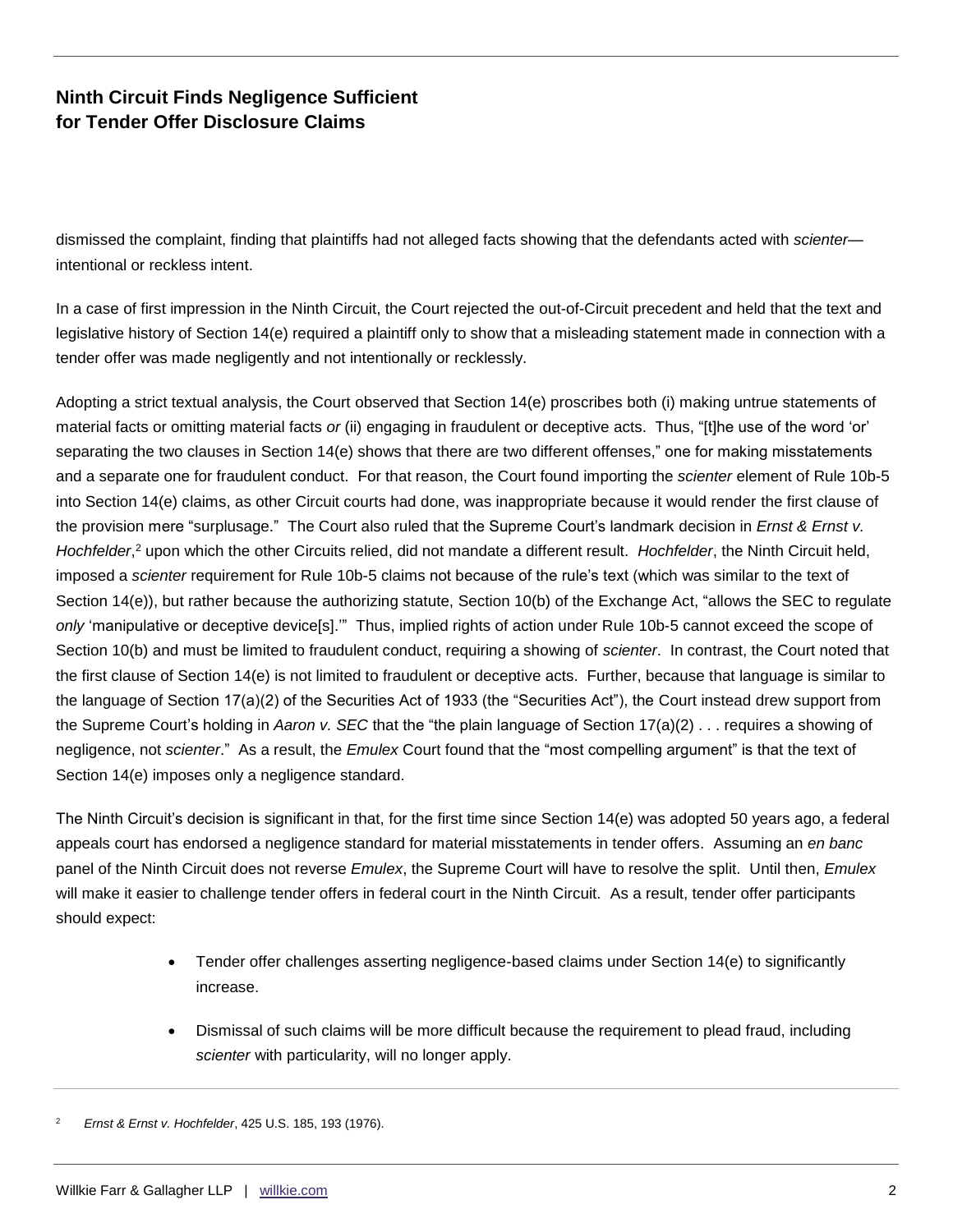dismissed the complaint, finding that plaintiffs had not alleged facts showing that the defendants acted with *scienter*—intentional or reckless intent.

In a case of first impression in the Ninth Circuit, the Court rejected the out-of-Circuit precedent and held that the text and legislative history of Section 14(e) required a plaintiff only to show that a misleading statement made in connection with a tender offer was made negligently and not intentionally or recklessly.

Adopting a strict textual analysis, the Court observed that Section 14(e) proscribes both (i) making untrue statements of material facts or omitting material facts *or* (ii) engaging in fraudulent or deceptive acts. Thus, "[t]he use of the word 'or' separating the two clauses in Section 14(e) shows that there are two different offenses," one for making misstatements and a separate one for fraudulent conduct. For that reason, the Court found importing the *scienter* element of Rule 10b-5 into Section 14(e) claims, as other Circuit courts had done, was inappropriate because it would render the first clause of the provision mere "surplusage." The Court also ruled that the Supreme Court's landmark decision in *Ernst & Ernst v. Hochfelder*,[2] upon which the other Circuits relied, did not mandate a different result. *Hochfelder*, the Ninth Circuit held, imposed a *scienter* requirement for Rule 10b-5 claims not because of the rule's text (which was similar to the text of Section 14(e)), but rather because the authorizing statute, Section 10(b) of the Exchange Act, "allows the SEC to regulate *only* 'manipulative or deceptive device[s].'" Thus, implied rights of action under Rule 10b-5 cannot exceed the scope of Section 10(b) and must be limited to fraudulent conduct, requiring a showing of *scienter*. In contrast, the Court noted that the first clause of Section 14(e) is not limited to fraudulent or deceptive acts. Further, because that language is similar to the language of Section 17(a)(2) of the Securities Act of 1933 (the "Securities Act"), the Court instead drew support from the Supreme Court's holding in *Aaron v. SEC* that the "the plain language of Section 17(a)(2) . . . requires a showing of negligence, not *scienter*." As a result, the *Emulex* Court found that the "most compelling argument" is that the text of Section 14(e) imposes only a negligence standard.

The Ninth Circuit's decision is significant in that, for the first time since Section 14(e) was adopted 50 years ago, a federal appeals court has endorsed a negligence standard for material misstatements in tender offers. Assuming an *en banc* panel of the Ninth Circuit does not reverse *Emulex*, the Supreme Court will have to resolve the split. Until then, *Emulex* will make it easier to challenge tender offers in federal court in the Ninth Circuit. As a result, tender offer participants should expect:

- Tender offer challenges asserting negligence-based claims under Section 14(e) to significantly increase.
- Dismissal of such claims will be more difficult because the requirement to plead fraud, including *scienter* with particularity, will no longer apply.

---

[2] *Ernst & Ernst v. Hochfelder*, 425 U.S. 185, 193 (1976).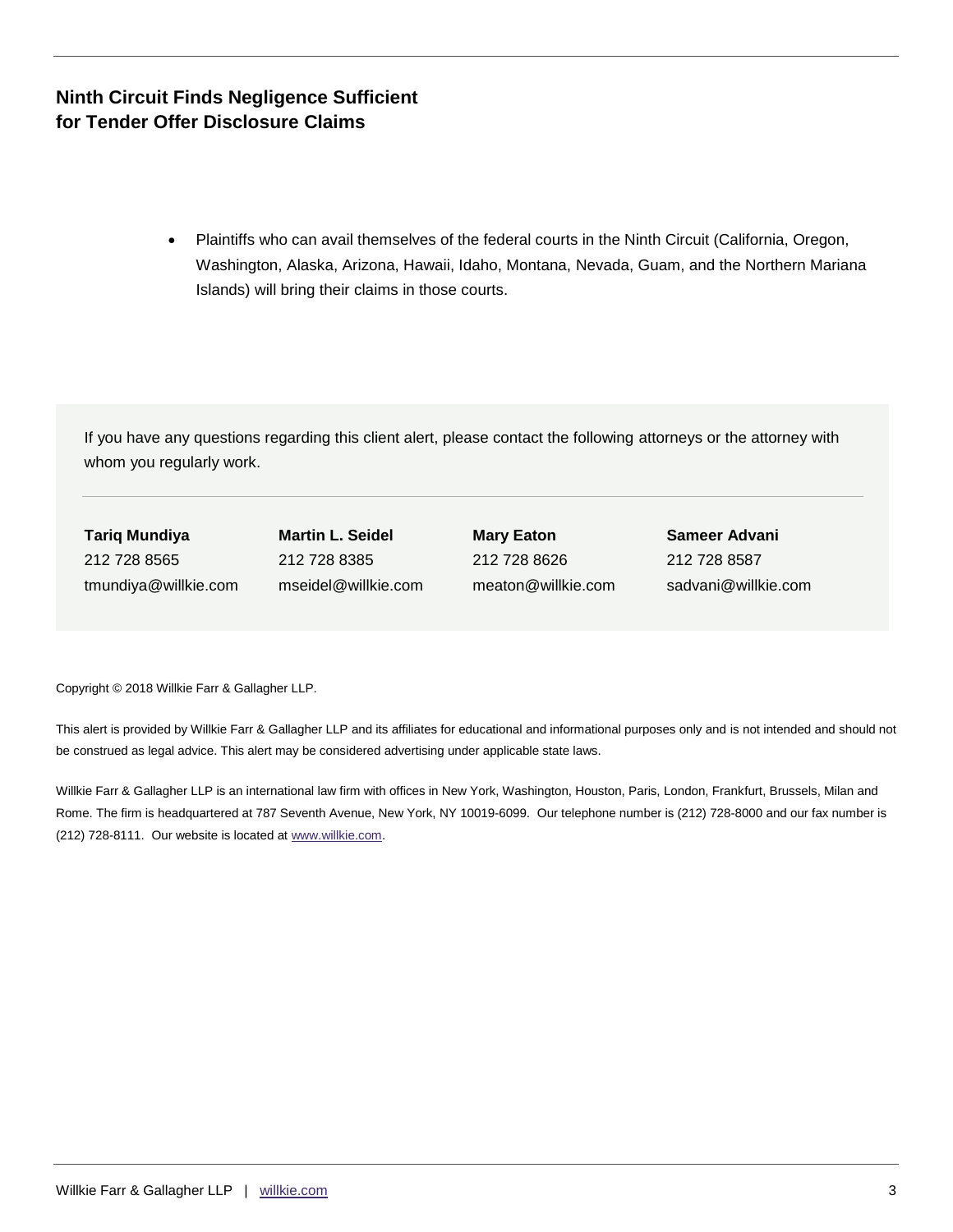- Plaintiffs who can avail themselves of the federal courts in the Ninth Circuit (California, Oregon, Washington, Alaska, Arizona, Hawaii, Idaho, Montana, Nevada, Guam, and the Northern Mariana Islands) will bring their claims in those courts.

If you have any questions regarding this client alert, please contact the following attorneys or the attorney with whom you regularly work.

| | | | |
|---|---|---|---|
| **Tariq Mundiya** | **Martin L. Seidel** | **Mary Eaton** | **Sameer Advani** |
| 212 728 8565 | 212 728 8385 | 212 728 8626 | 212 728 8587 |
| tmundiya@willkie.com | mseidel@willkie.com | meaton@willkie.com | sadvani@willkie.com |

Copyright © 2018 Willkie Farr & Gallagher LLP.

This alert is provided by Willkie Farr & Gallagher LLP and its affiliates for educational and informational purposes only and is not intended and should not be construed as legal advice. This alert may be considered advertising under applicable state laws.

Willkie Farr & Gallagher LLP is an international law firm with offices in New York, Washington, Houston, Paris, London, Frankfurt, Brussels, Milan and Rome. The firm is headquartered at 787 Seventh Avenue, New York, NY 10019-6099. Our telephone number is (212) 728-8000 and our fax number is (212) 728-8111. Our website is located at [www.willkie.com](http://www.willkie.com).